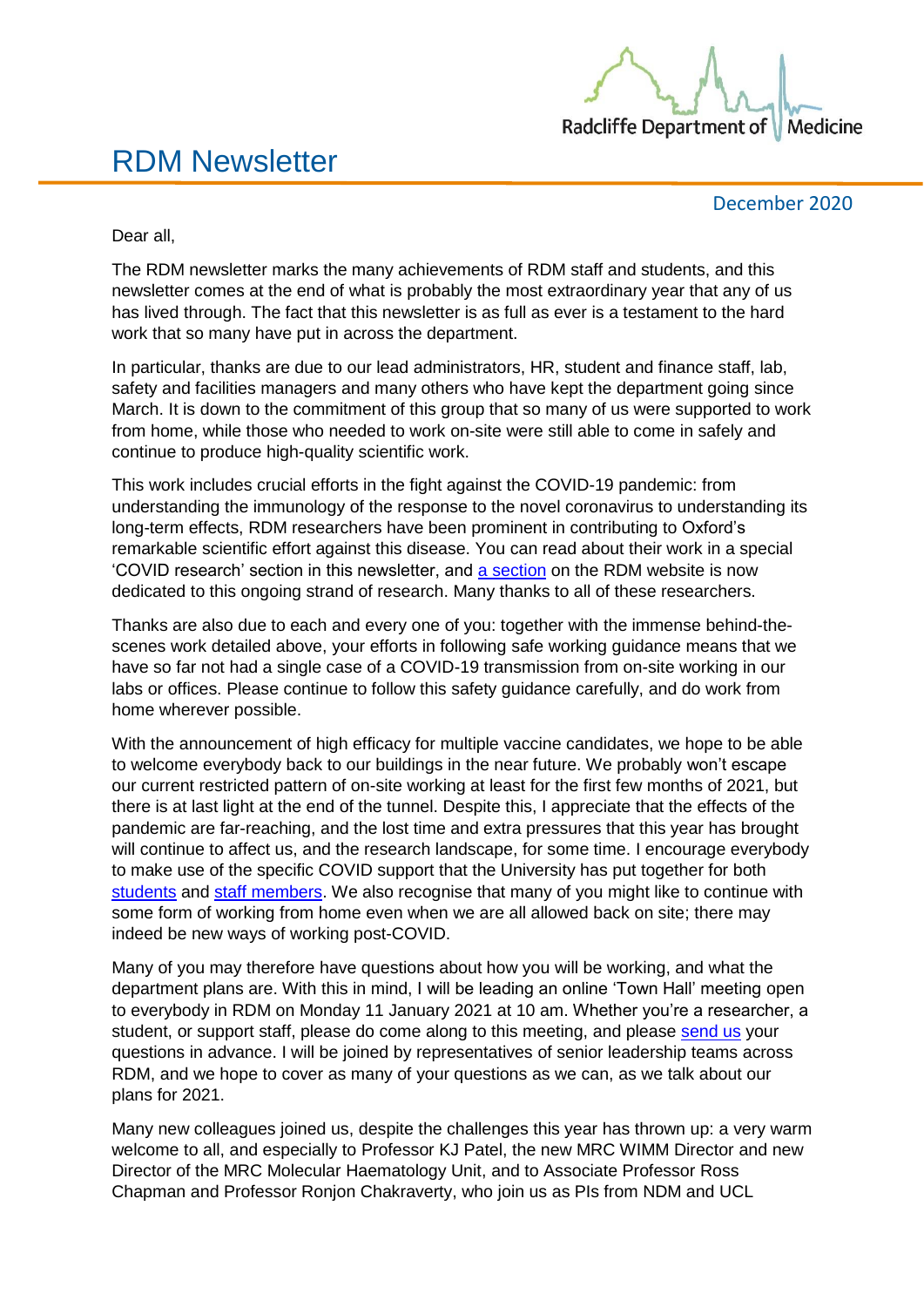# RDM Newsletter

December 2020

Dear all,

The RDM newsletter marks the many achievements of RDM staff and students, and this newsletter comes at the end of what is probably the most extraordinary year that any of us has lived through. The fact that this newsletter is as full as ever is a testament to the hard work that so many have put in across the department.

In particular, thanks are due to our lead administrators, HR, student and finance staff, lab, safety and facilities managers and many others who have kept the department going since March. It is down to the commitment of this group that so many of us were supported to work from home, while those who needed to work on-site were still able to come in safely and continue to produce high-quality scientific work.

This work includes crucial efforts in the fight against the COVID-19 pandemic: from understanding the immunology of the response to the novel coronavirus to understanding its long-term effects, RDM researchers have been prominent in contributing to Oxford's remarkable scientific effort against this disease. You can read about their work in a special 'COVID research' section in this newsletter, and a section on the RDM website is now dedicated to this ongoing strand of research. Many thanks to all of these researchers.

Thanks are also due to each and every one of you: together with the immense behind-the-scenes work detailed above, your efforts in following safe working guidance means that we have so far not had a single case of a COVID-19 transmission from on-site working in our labs or offices. Please continue to follow this safety guidance carefully, and do work from home wherever possible.

With the announcement of high efficacy for multiple vaccine candidates, we hope to be able to welcome everybody back to our buildings in the near future. We probably won't escape our current restricted pattern of on-site working at least for the first few months of 2021, but there is at last light at the end of the tunnel. Despite this, I appreciate that the effects of the pandemic are far-reaching, and the lost time and extra pressures that this year has brought will continue to affect us, and the research landscape, for some time. I encourage everybody to make use of the specific COVID support that the University has put together for both students and staff members. We also recognise that many of you might like to continue with some form of working from home even when we are all allowed back on site; there may indeed be new ways of working post-COVID.

Many of you may therefore have questions about how you will be working, and what the department plans are. With this in mind, I will be leading an online 'Town Hall' meeting open to everybody in RDM on Monday 11 January 2021 at 10 am. Whether you're a researcher, a student, or support staff, please do come along to this meeting, and please send us your questions in advance. I will be joined by representatives of senior leadership teams across RDM, and we hope to cover as many of your questions as we can, as we talk about our plans for 2021.

Many new colleagues joined us, despite the challenges this year has thrown up: a very warm welcome to all, and especially to Professor KJ Patel, the new MRC WIMM Director and new Director of the MRC Molecular Haematology Unit, and to Associate Professor Ross Chapman and Professor Ronjon Chakraverty, who join us as PIs from NDM and UCL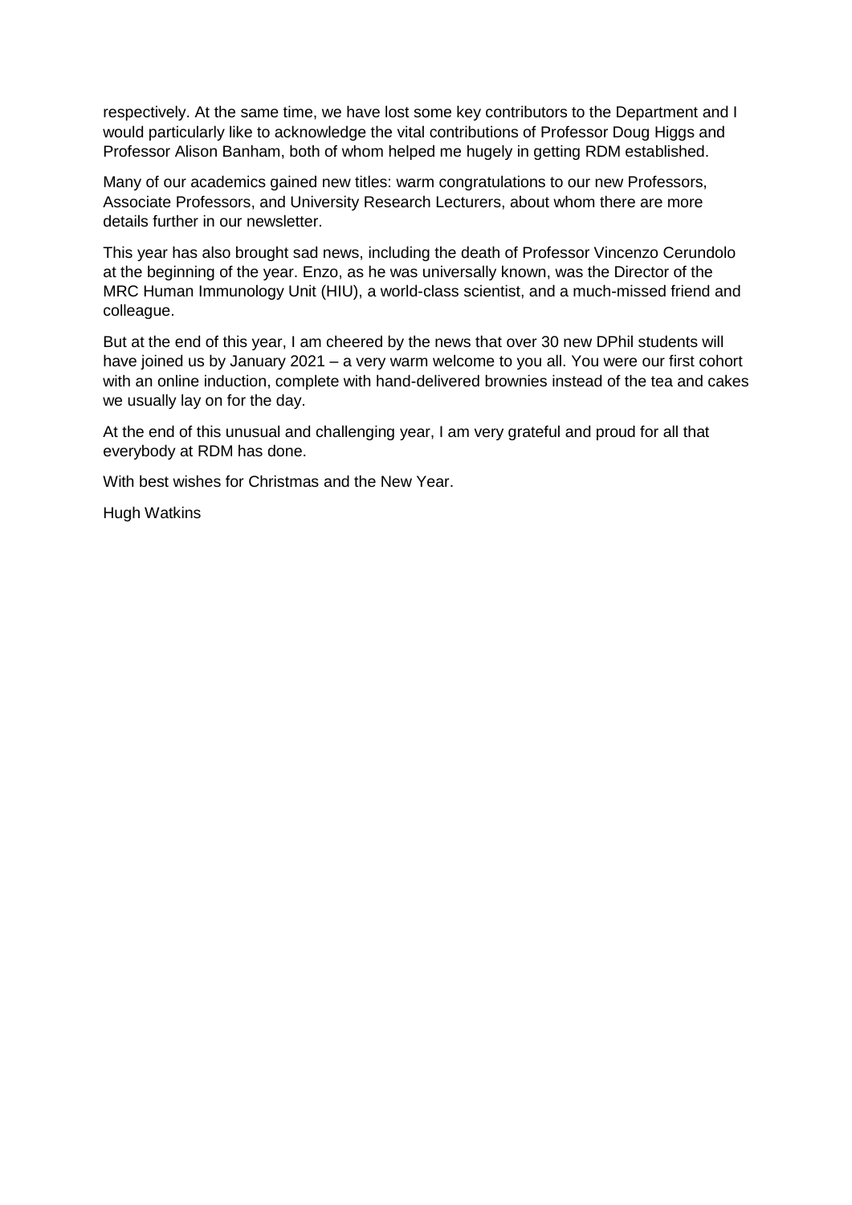respectively. At the same time, we have lost some key contributors to the Department and I would particularly like to acknowledge the vital contributions of Professor Doug Higgs and Professor Alison Banham, both of whom helped me hugely in getting RDM established.

Many of our academics gained new titles: warm congratulations to our new Professors, Associate Professors, and University Research Lecturers, about whom there are more details further in our newsletter.

This year has also brought sad news, including the death of Professor Vincenzo Cerundolo at the beginning of the year. Enzo, as he was universally known, was the Director of the MRC Human Immunology Unit (HIU), a world-class scientist, and a much-missed friend and colleague.

But at the end of this year, I am cheered by the news that over 30 new DPhil students will have joined us by January 2021 – a very warm welcome to you all. You were our first cohort with an online induction, complete with hand-delivered brownies instead of the tea and cakes we usually lay on for the day.

At the end of this unusual and challenging year, I am very grateful and proud for all that everybody at RDM has done.

With best wishes for Christmas and the New Year.

Hugh Watkins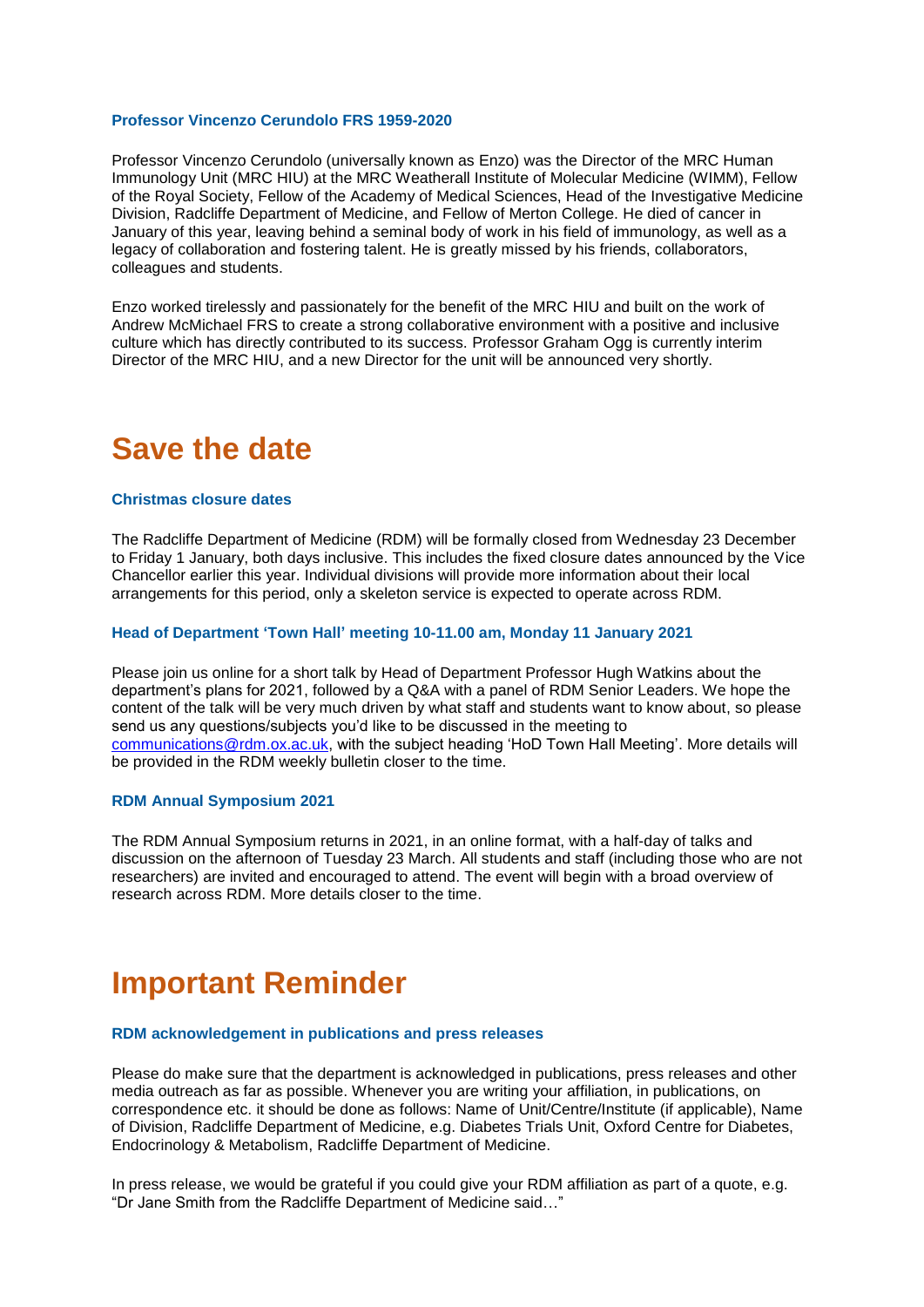### Professor Vincenzo Cerundolo FRS 1959-2020

Professor Vincenzo Cerundolo (universally known as Enzo) was the Director of the MRC Human Immunology Unit (MRC HIU) at the MRC Weatherall Institute of Molecular Medicine (WIMM), Fellow of the Royal Society, Fellow of the Academy of Medical Sciences, Head of the Investigative Medicine Division, Radcliffe Department of Medicine, and Fellow of Merton College. He died of cancer in January of this year, leaving behind a seminal body of work in his field of immunology, as well as a legacy of collaboration and fostering talent. He is greatly missed by his friends, collaborators, colleagues and students.

Enzo worked tirelessly and passionately for the benefit of the MRC HIU and built on the work of Andrew McMichael FRS to create a strong collaborative environment with a positive and inclusive culture which has directly contributed to its success. Professor Graham Ogg is currently interim Director of the MRC HIU, and a new Director for the unit will be announced very shortly.

# Save the date

### Christmas closure dates

The Radcliffe Department of Medicine (RDM) will be formally closed from Wednesday 23 December to Friday 1 January, both days inclusive. This includes the fixed closure dates announced by the Vice Chancellor earlier this year. Individual divisions will provide more information about their local arrangements for this period, only a skeleton service is expected to operate across RDM.

### Head of Department 'Town Hall' meeting 10-11.00 am, Monday 11 January 2021

Please join us online for a short talk by Head of Department Professor Hugh Watkins about the department's plans for 2021, followed by a Q&A with a panel of RDM Senior Leaders. We hope the content of the talk will be very much driven by what staff and students want to know about, so please send us any questions/subjects you'd like to be discussed in the meeting to [communications@rdm.ox.ac.uk](mailto:communications@rdm.ox.ac.uk), with the subject heading 'HoD Town Hall Meeting'. More details will be provided in the RDM weekly bulletin closer to the time.

### RDM Annual Symposium 2021

The RDM Annual Symposium returns in 2021, in an online format, with a half-day of talks and discussion on the afternoon of Tuesday 23 March. All students and staff (including those who are not researchers) are invited and encouraged to attend. The event will begin with a broad overview of research across RDM. More details closer to the time.

# Important Reminder

### RDM acknowledgement in publications and press releases

Please do make sure that the department is acknowledged in publications, press releases and other media outreach as far as possible. Whenever you are writing your affiliation, in publications, on correspondence etc. it should be done as follows: Name of Unit/Centre/Institute (if applicable), Name of Division, Radcliffe Department of Medicine, e.g. Diabetes Trials Unit, Oxford Centre for Diabetes, Endocrinology & Metabolism, Radcliffe Department of Medicine.

In press release, we would be grateful if you could give your RDM affiliation as part of a quote, e.g. "Dr Jane Smith from the Radcliffe Department of Medicine said…"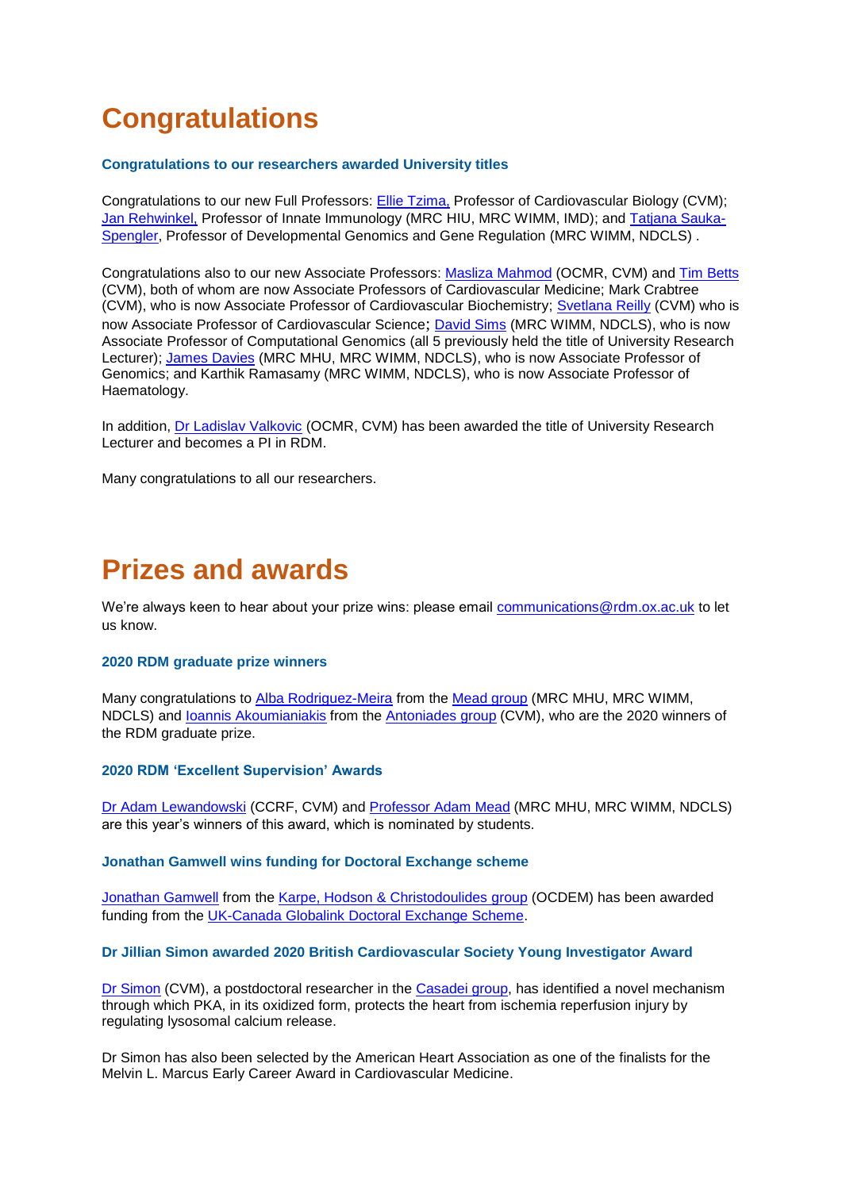# Congratulations

### Congratulations to our researchers awarded University titles

Congratulations to our new Full Professors: Ellie Tzima, Professor of Cardiovascular Biology (CVM); Jan Rehwinkel, Professor of Innate Immunology (MRC HIU, MRC WIMM, IMD); and Tatjana Sauka-Spengler, Professor of Developmental Genomics and Gene Regulation (MRC WIMM, NDCLS) .

Congratulations also to our new Associate Professors: Masliza Mahmod (OCMR, CVM) and Tim Betts (CVM), both of whom are now Associate Professors of Cardiovascular Medicine; Mark Crabtree (CVM), who is now Associate Professor of Cardiovascular Biochemistry; Svetlana Reilly (CVM) who is now Associate Professor of Cardiovascular Science; David Sims (MRC WIMM, NDCLS), who is now Associate Professor of Computational Genomics (all 5 previously held the title of University Research Lecturer); James Davies (MRC MHU, MRC WIMM, NDCLS), who is now Associate Professor of Genomics; and Karthik Ramasamy (MRC WIMM, NDCLS), who is now Associate Professor of Haematology.

In addition, Dr Ladislav Valkovic (OCMR, CVM) has been awarded the title of University Research Lecturer and becomes a PI in RDM.

Many congratulations to all our researchers.

# Prizes and awards

We're always keen to hear about your prize wins: please email communications@rdm.ox.ac.uk to let us know.

### 2020 RDM graduate prize winners

Many congratulations to Alba Rodriguez-Meira from the Mead group (MRC MHU, MRC WIMM, NDCLS) and Ioannis Akoumianiakis from the Antoniades group (CVM), who are the 2020 winners of the RDM graduate prize.

### 2020 RDM 'Excellent Supervision' Awards

Dr Adam Lewandowski (CCRF, CVM) and Professor Adam Mead (MRC MHU, MRC WIMM, NDCLS) are this year's winners of this award, which is nominated by students.

### Jonathan Gamwell wins funding for Doctoral Exchange scheme

Jonathan Gamwell from the Karpe, Hodson & Christodoulides group (OCDEM) has been awarded funding from the UK-Canada Globalink Doctoral Exchange Scheme.

### Dr Jillian Simon awarded 2020 British Cardiovascular Society Young Investigator Award

Dr Simon (CVM), a postdoctoral researcher in the Casadei group, has identified a novel mechanism through which PKA, in its oxidized form, protects the heart from ischemia reperfusion injury by regulating lysosomal calcium release.

Dr Simon has also been selected by the American Heart Association as one of the finalists for the Melvin L. Marcus Early Career Award in Cardiovascular Medicine.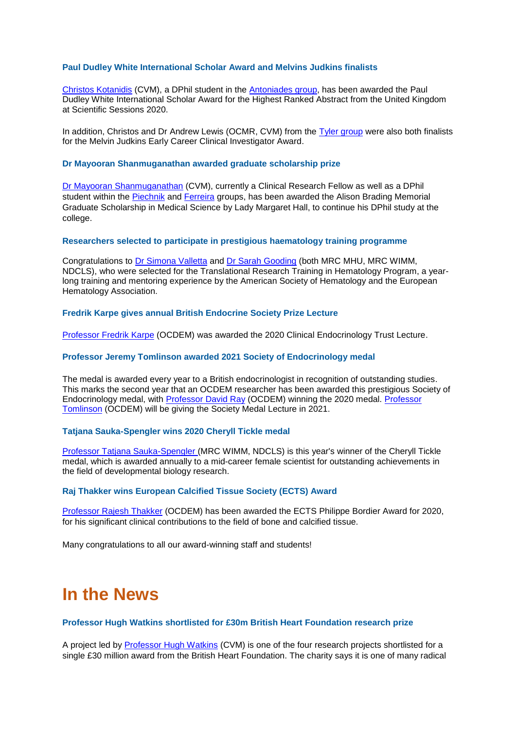### Paul Dudley White International Scholar Award and Melvins Judkins finalists

Christos Kotanidis (CVM), a DPhil student in the Antoniades group, has been awarded the Paul Dudley White International Scholar Award for the Highest Ranked Abstract from the United Kingdom at Scientific Sessions 2020.

In addition, Christos and Dr Andrew Lewis (OCMR, CVM) from the Tyler group were also both finalists for the Melvin Judkins Early Career Clinical Investigator Award.

### Dr Mayooran Shanmuganathan awarded graduate scholarship prize

Dr Mayooran Shanmuganathan (CVM), currently a Clinical Research Fellow as well as a DPhil student within the Piechnik and Ferreira groups, has been awarded the Alison Brading Memorial Graduate Scholarship in Medical Science by Lady Margaret Hall, to continue his DPhil study at the college.

### Researchers selected to participate in prestigious haematology training programme

Congratulations to Dr Simona Valletta and Dr Sarah Gooding (both MRC MHU, MRC WIMM, NDCLS), who were selected for the Translational Research Training in Hematology Program, a year-long training and mentoring experience by the American Society of Hematology and the European Hematology Association.

### Fredrik Karpe gives annual British Endocrine Society Prize Lecture

Professor Fredrik Karpe (OCDEM) was awarded the 2020 Clinical Endocrinology Trust Lecture.

### Professor Jeremy Tomlinson awarded 2021 Society of Endocrinology medal

The medal is awarded every year to a British endocrinologist in recognition of outstanding studies. This marks the second year that an OCDEM researcher has been awarded this prestigious Society of Endocrinology medal, with Professor David Ray (OCDEM) winning the 2020 medal. Professor Tomlinson (OCDEM) will be giving the Society Medal Lecture in 2021.

### Tatjana Sauka-Spengler wins 2020 Cheryll Tickle medal

Professor Tatjana Sauka-Spengler (MRC WIMM, NDCLS) is this year's winner of the Cheryll Tickle medal, which is awarded annually to a mid-career female scientist for outstanding achievements in the field of developmental biology research.

### Raj Thakker wins European Calcified Tissue Society (ECTS) Award

Professor Rajesh Thakker (OCDEM) has been awarded the ECTS Philippe Bordier Award for 2020, for his significant clinical contributions to the field of bone and calcified tissue.

Many congratulations to all our award-winning staff and students!

# In the News

### Professor Hugh Watkins shortlisted for £30m British Heart Foundation research prize

A project led by Professor Hugh Watkins (CVM) is one of the four research projects shortlisted for a single £30 million award from the British Heart Foundation. The charity says it is one of many radical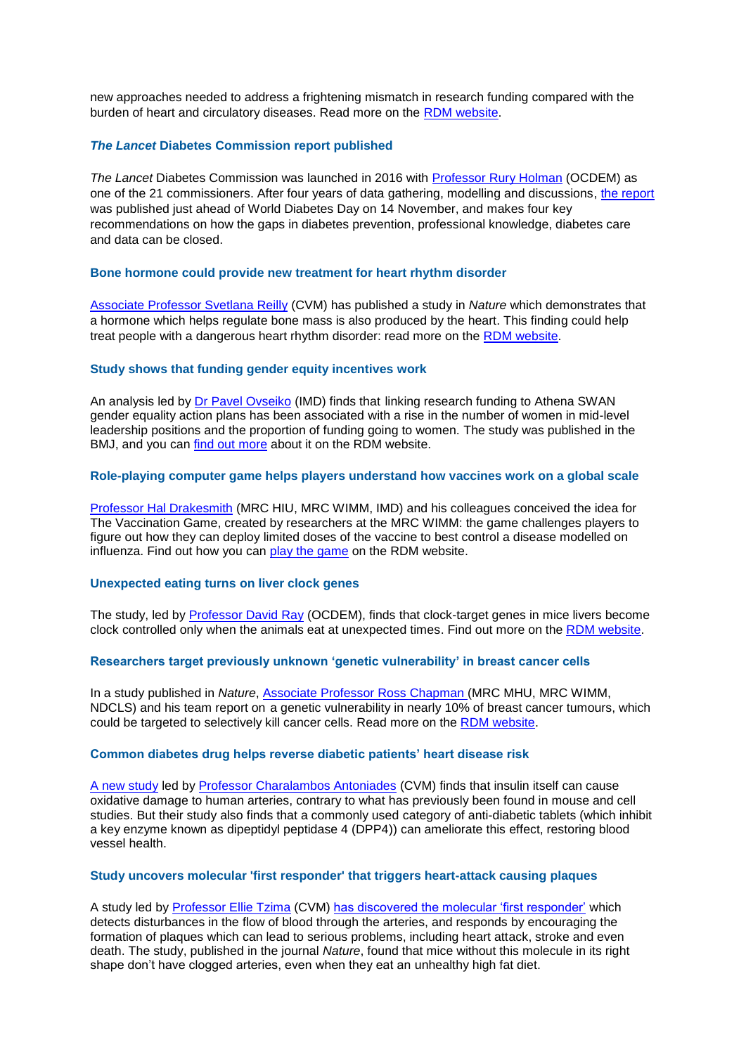new approaches needed to address a frightening mismatch in research funding compared with the burden of heart and circulatory diseases. Read more on the RDM website.

### ***The Lancet*** **Diabetes Commission report published**

*The Lancet* Diabetes Commission was launched in 2016 with Professor Rury Holman (OCDEM) as one of the 21 commissioners. After four years of data gathering, modelling and discussions, the report was published just ahead of World Diabetes Day on 14 November, and makes four key recommendations on how the gaps in diabetes prevention, professional knowledge, diabetes care and data can be closed.

### **Bone hormone could provide new treatment for heart rhythm disorder**

Associate Professor Svetlana Reilly (CVM) has published a study in *Nature* which demonstrates that a hormone which helps regulate bone mass is also produced by the heart. This finding could help treat people with a dangerous heart rhythm disorder: read more on the RDM website.

### **Study shows that funding gender equity incentives work**

An analysis led by Dr Pavel Ovseiko (IMD) finds that linking research funding to Athena SWAN gender equality action plans has been associated with a rise in the number of women in mid-level leadership positions and the proportion of funding going to women. The study was published in the BMJ, and you can find out more about it on the RDM website.

### **Role-playing computer game helps players understand how vaccines work on a global scale**

Professor Hal Drakesmith (MRC HIU, MRC WIMM, IMD) and his colleagues conceived the idea for The Vaccination Game, created by researchers at the MRC WIMM: the game challenges players to figure out how they can deploy limited doses of the vaccine to best control a disease modelled on influenza. Find out how you can play the game on the RDM website.

### **Unexpected eating turns on liver clock genes**

The study, led by Professor David Ray (OCDEM), finds that clock-target genes in mice livers become clock controlled only when the animals eat at unexpected times. Find out more on the RDM website.

### **Researchers target previously unknown 'genetic vulnerability' in breast cancer cells**

In a study published in *Nature*, Associate Professor Ross Chapman (MRC MHU, MRC WIMM, NDCLS) and his team report on a genetic vulnerability in nearly 10% of breast cancer tumours, which could be targeted to selectively kill cancer cells. Read more on the RDM website.

### **Common diabetes drug helps reverse diabetic patients' heart disease risk**

A new study led by Professor Charalambos Antoniades (CVM) finds that insulin itself can cause oxidative damage to human arteries, contrary to what has previously been found in mouse and cell studies. But their study also finds that a commonly used category of anti-diabetic tablets (which inhibit a key enzyme known as dipeptidyl peptidase 4 (DPP4)) can ameliorate this effect, restoring blood vessel health.

### **Study uncovers molecular 'first responder' that triggers heart-attack causing plaques**

A study led by Professor Ellie Tzima (CVM) has discovered the molecular 'first responder' which detects disturbances in the flow of blood through the arteries, and responds by encouraging the formation of plaques which can lead to serious problems, including heart attack, stroke and even death. The study, published in the journal *Nature*, found that mice without this molecule in its right shape don't have clogged arteries, even when they eat an unhealthy high fat diet.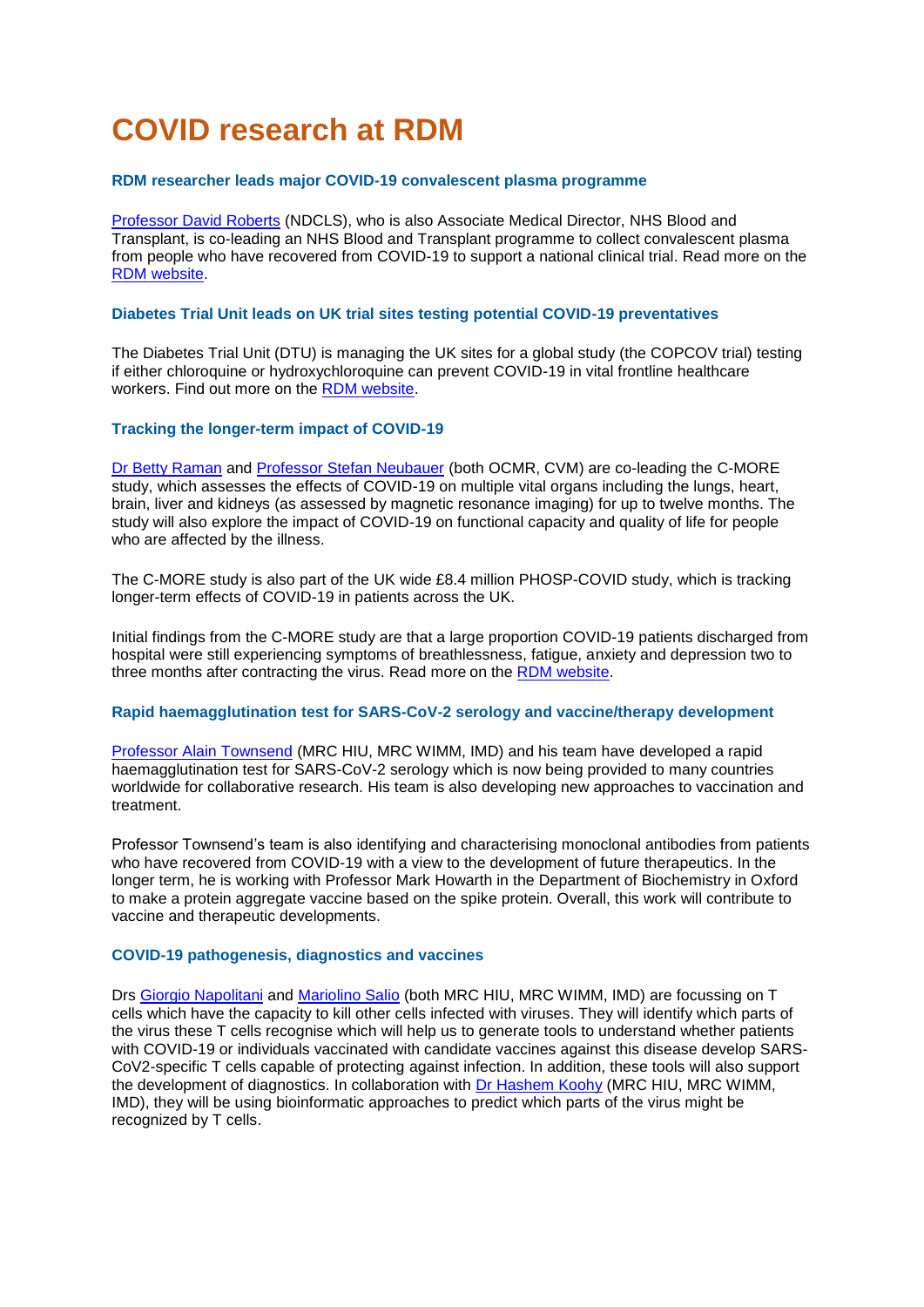# COVID research at RDM

### RDM researcher leads major COVID-19 convalescent plasma programme

[Professor David Roberts](#) (NDCLS), who is also Associate Medical Director, NHS Blood and Transplant, is co-leading an NHS Blood and Transplant programme to collect convalescent plasma from people who have recovered from COVID-19 to support a national clinical trial. Read more on the [RDM website](#).

### Diabetes Trial Unit leads on UK trial sites testing potential COVID-19 preventatives

The Diabetes Trial Unit (DTU) is managing the UK sites for a global study (the COPCOV trial) testing if either chloroquine or hydroxychloroquine can prevent COVID-19 in vital frontline healthcare workers. Find out more on the [RDM website](#).

### Tracking the longer-term impact of COVID-19

[Dr Betty Raman](#) and [Professor Stefan Neubauer](#) (both OCMR, CVM) are co-leading the C-MORE study, which assesses the effects of COVID-19 on multiple vital organs including the lungs, heart, brain, liver and kidneys (as assessed by magnetic resonance imaging) for up to twelve months. The study will also explore the impact of COVID-19 on functional capacity and quality of life for people who are affected by the illness.

The C-MORE study is also part of the UK wide £8.4 million PHOSP-COVID study, which is tracking longer-term effects of COVID-19 in patients across the UK.

Initial findings from the C-MORE study are that a large proportion COVID-19 patients discharged from hospital were still experiencing symptoms of breathlessness, fatigue, anxiety and depression two to three months after contracting the virus. Read more on the [RDM website](#).

### Rapid haemagglutination test for SARS-CoV-2 serology and vaccine/therapy development

[Professor Alain Townsend](#) (MRC HIU, MRC WIMM, IMD) and his team have developed a rapid haemagglutination test for SARS-CoV-2 serology which is now being provided to many countries worldwide for collaborative research. His team is also developing new approaches to vaccination and treatment.

Professor Townsend's team is also identifying and characterising monoclonal antibodies from patients who have recovered from COVID-19 with a view to the development of future therapeutics. In the longer term, he is working with Professor Mark Howarth in the Department of Biochemistry in Oxford to make a protein aggregate vaccine based on the spike protein. Overall, this work will contribute to vaccine and therapeutic developments.

### COVID-19 pathogenesis, diagnostics and vaccines

Drs [Giorgio Napolitani](#) and [Mariolino Salio](#) (both MRC HIU, MRC WIMM, IMD) are focussing on T cells which have the capacity to kill other cells infected with viruses. They will identify which parts of the virus these T cells recognise which will help us to generate tools to understand whether patients with COVID-19 or individuals vaccinated with candidate vaccines against this disease develop SARS-CoV2-specific T cells capable of protecting against infection. In addition, these tools will also support the development of diagnostics. In collaboration with [Dr Hashem Koohy](#) (MRC HIU, MRC WIMM, IMD), they will be using bioinformatic approaches to predict which parts of the virus might be recognized by T cells.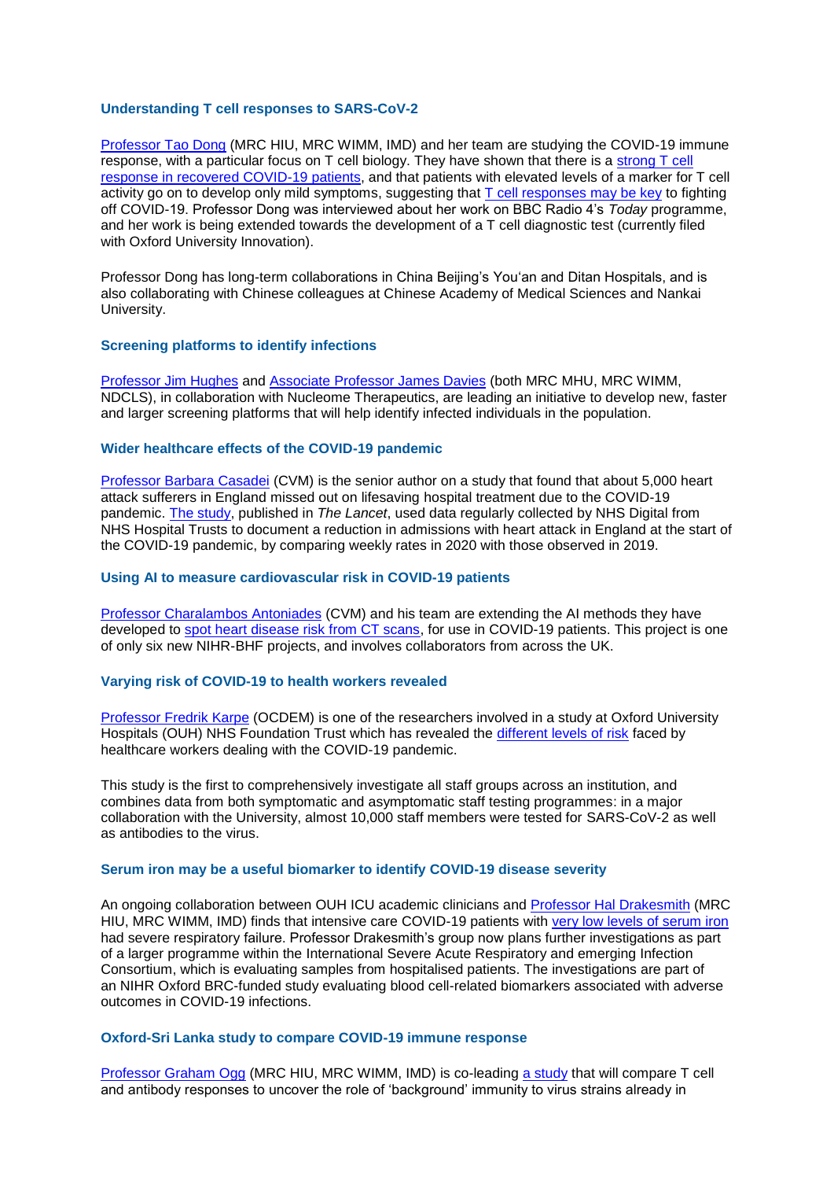### Understanding T cell responses to SARS-CoV-2

Professor Tao Dong (MRC HIU, MRC WIMM, IMD) and her team are studying the COVID-19 immune response, with a particular focus on T cell biology. They have shown that there is a strong T cell response in recovered COVID-19 patients, and that patients with elevated levels of a marker for T cell activity go on to develop only mild symptoms, suggesting that T cell responses may be key to fighting off COVID-19. Professor Dong was interviewed about her work on BBC Radio 4's *Today* programme, and her work is being extended towards the development of a T cell diagnostic test (currently filed with Oxford University Innovation).

Professor Dong has long-term collaborations in China Beijing's You'an and Ditan Hospitals, and is also collaborating with Chinese colleagues at Chinese Academy of Medical Sciences and Nankai University.

### Screening platforms to identify infections

Professor Jim Hughes and Associate Professor James Davies (both MRC MHU, MRC WIMM, NDCLS), in collaboration with Nucleome Therapeutics, are leading an initiative to develop new, faster and larger screening platforms that will help identify infected individuals in the population.

### Wider healthcare effects of the COVID-19 pandemic

Professor Barbara Casadei (CVM) is the senior author on a study that found that about 5,000 heart attack sufferers in England missed out on lifesaving hospital treatment due to the COVID-19 pandemic. The study, published in *The Lancet*, used data regularly collected by NHS Digital from NHS Hospital Trusts to document a reduction in admissions with heart attack in England at the start of the COVID-19 pandemic, by comparing weekly rates in 2020 with those observed in 2019.

### Using AI to measure cardiovascular risk in COVID-19 patients

Professor Charalambos Antoniades (CVM) and his team are extending the AI methods they have developed to spot heart disease risk from CT scans, for use in COVID-19 patients. This project is one of only six new NIHR-BHF projects, and involves collaborators from across the UK.

### Varying risk of COVID-19 to health workers revealed

Professor Fredrik Karpe (OCDEM) is one of the researchers involved in a study at Oxford University Hospitals (OUH) NHS Foundation Trust which has revealed the different levels of risk faced by healthcare workers dealing with the COVID-19 pandemic.

This study is the first to comprehensively investigate all staff groups across an institution, and combines data from both symptomatic and asymptomatic staff testing programmes: in a major collaboration with the University, almost 10,000 staff members were tested for SARS-CoV-2 as well as antibodies to the virus.

### Serum iron may be a useful biomarker to identify COVID-19 disease severity

An ongoing collaboration between OUH ICU academic clinicians and Professor Hal Drakesmith (MRC HIU, MRC WIMM, IMD) finds that intensive care COVID-19 patients with very low levels of serum iron had severe respiratory failure. Professor Drakesmith's group now plans further investigations as part of a larger programme within the International Severe Acute Respiratory and emerging Infection Consortium, which is evaluating samples from hospitalised patients. The investigations are part of an NIHR Oxford BRC-funded study evaluating blood cell-related biomarkers associated with adverse outcomes in COVID-19 infections.

### Oxford-Sri Lanka study to compare COVID-19 immune response

Professor Graham Ogg (MRC HIU, MRC WIMM, IMD) is co-leading a study that will compare T cell and antibody responses to uncover the role of 'background' immunity to virus strains already in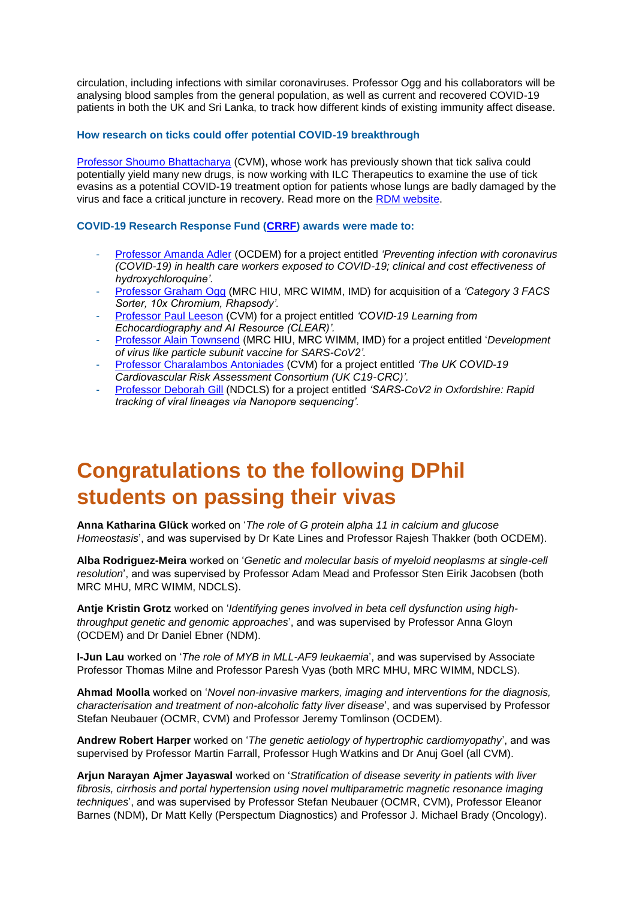circulation, including infections with similar coronaviruses. Professor Ogg and his collaborators will be analysing blood samples from the general population, as well as current and recovered COVID-19 patients in both the UK and Sri Lanka, to track how different kinds of existing immunity affect disease.

### How research on ticks could offer potential COVID-19 breakthrough

Professor Shoumo Bhattacharya (CVM), whose work has previously shown that tick saliva could potentially yield many new drugs, is now working with ILC Therapeutics to examine the use of tick evasins as a potential COVID-19 treatment option for patients whose lungs are badly damaged by the virus and face a critical juncture in recovery. Read more on the RDM website.

### COVID-19 Research Response Fund (CRRF) awards were made to:

- Professor Amanda Adler (OCDEM) for a project entitled *'Preventing infection with coronavirus (COVID-19) in health care workers exposed to COVID-19; clinical and cost effectiveness of hydroxychloroquine'.*
- Professor Graham Ogg (MRC HIU, MRC WIMM, IMD) for acquisition of a *'Category 3 FACS Sorter, 10x Chromium, Rhapsody'.*
- Professor Paul Leeson (CVM) for a project entitled *'COVID-19 Learning from Echocardiography and AI Resource (CLEAR)'.*
- Professor Alain Townsend (MRC HIU, MRC WIMM, IMD) for a project entitled '*Development of virus like particle subunit vaccine for SARS-CoV2'.*
- Professor Charalambos Antoniades (CVM) for a project entitled *'The UK COVID-19 Cardiovascular Risk Assessment Consortium (UK C19-CRC)'.*
- Professor Deborah Gill (NDCLS) for a project entitled *'SARS-CoV2 in Oxfordshire: Rapid tracking of viral lineages via Nanopore sequencing'.*

# Congratulations to the following DPhil students on passing their vivas

**Anna Katharina Glück** worked on '*The role of G protein alpha 11 in calcium and glucose Homeostasis*', and was supervised by Dr Kate Lines and Professor Rajesh Thakker (both OCDEM).

**Alba Rodriguez-Meira** worked on '*Genetic and molecular basis of myeloid neoplasms at single-cell resolution*', and was supervised by Professor Adam Mead and Professor Sten Eirik Jacobsen (both MRC MHU, MRC WIMM, NDCLS).

**Antje Kristin Grotz** worked on '*Identifying genes involved in beta cell dysfunction using high-throughput genetic and genomic approaches*', and was supervised by Professor Anna Gloyn (OCDEM) and Dr Daniel Ebner (NDM).

**I-Jun Lau** worked on '*The role of MYB in MLL-AF9 leukaemia*', and was supervised by Associate Professor Thomas Milne and Professor Paresh Vyas (both MRC MHU, MRC WIMM, NDCLS).

**Ahmad Moolla** worked on '*Novel non-invasive markers, imaging and interventions for the diagnosis, characterisation and treatment of non-alcoholic fatty liver disease*', and was supervised by Professor Stefan Neubauer (OCMR, CVM) and Professor Jeremy Tomlinson (OCDEM).

**Andrew Robert Harper** worked on '*The genetic aetiology of hypertrophic cardiomyopathy*', and was supervised by Professor Martin Farrall, Professor Hugh Watkins and Dr Anuj Goel (all CVM).

**Arjun Narayan Ajmer Jayaswal** worked on '*Stratification of disease severity in patients with liver fibrosis, cirrhosis and portal hypertension using novel multiparametric magnetic resonance imaging techniques*', and was supervised by Professor Stefan Neubauer (OCMR, CVM), Professor Eleanor Barnes (NDM), Dr Matt Kelly (Perspectum Diagnostics) and Professor J. Michael Brady (Oncology).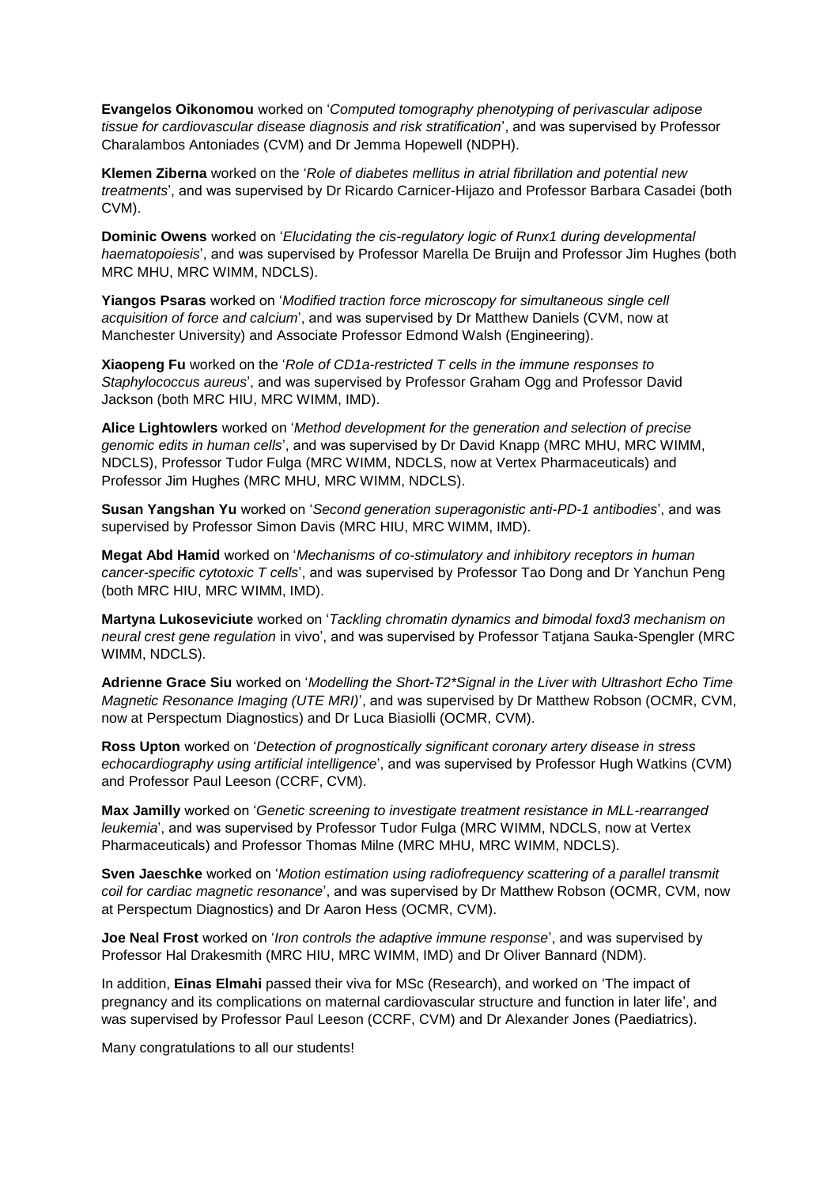**Evangelos Oikonomou** worked on '*Computed tomography phenotyping of perivascular adipose tissue for cardiovascular disease diagnosis and risk stratification*', and was supervised by Professor Charalambos Antoniades (CVM) and Dr Jemma Hopewell (NDPH).

**Klemen Ziberna** worked on the '*Role of diabetes mellitus in atrial fibrillation and potential new treatments*', and was supervised by Dr Ricardo Carnicer-Hijazo and Professor Barbara Casadei (both CVM).

**Dominic Owens** worked on '*Elucidating the cis-regulatory logic of Runx1 during developmental haematopoiesis*', and was supervised by Professor Marella De Bruijn and Professor Jim Hughes (both MRC MHU, MRC WIMM, NDCLS).

**Yiangos Psaras** worked on '*Modified traction force microscopy for simultaneous single cell acquisition of force and calcium*', and was supervised by Dr Matthew Daniels (CVM, now at Manchester University) and Associate Professor Edmond Walsh (Engineering).

**Xiaopeng Fu** worked on the '*Role of CD1a-restricted T cells in the immune responses to Staphylococcus aureus*', and was supervised by Professor Graham Ogg and Professor David Jackson (both MRC HIU, MRC WIMM, IMD).

**Alice Lightowlers** worked on '*Method development for the generation and selection of precise genomic edits in human cells*', and was supervised by Dr David Knapp (MRC MHU, MRC WIMM, NDCLS), Professor Tudor Fulga (MRC WIMM, NDCLS, now at Vertex Pharmaceuticals) and Professor Jim Hughes (MRC MHU, MRC WIMM, NDCLS).

**Susan Yangshan Yu** worked on '*Second generation superagonistic anti-PD-1 antibodies*', and was supervised by Professor Simon Davis (MRC HIU, MRC WIMM, IMD).

**Megat Abd Hamid** worked on '*Mechanisms of co-stimulatory and inhibitory receptors in human cancer-specific cytotoxic T cells*', and was supervised by Professor Tao Dong and Dr Yanchun Peng (both MRC HIU, MRC WIMM, IMD).

**Martyna Lukoseviciute** worked on '*Tackling chromatin dynamics and bimodal foxd3 mechanism on neural crest gene regulation* in vivo', and was supervised by Professor Tatjana Sauka-Spengler (MRC WIMM, NDCLS).

**Adrienne Grace Siu** worked on '*Modelling the Short-T2*Signal in the Liver with Ultrashort Echo Time Magnetic Resonance Imaging (UTE MRI)*', and was supervised by Dr Matthew Robson (OCMR, CVM, now at Perspectum Diagnostics) and Dr Luca Biasiolli (OCMR, CVM).

**Ross Upton** worked on '*Detection of prognostically significant coronary artery disease in stress echocardiography using artificial intelligence*', and was supervised by Professor Hugh Watkins (CVM) and Professor Paul Leeson (CCRF, CVM).

**Max Jamilly** worked on '*Genetic screening to investigate treatment resistance in MLL-rearranged leukemia*', and was supervised by Professor Tudor Fulga (MRC WIMM, NDCLS, now at Vertex Pharmaceuticals) and Professor Thomas Milne (MRC MHU, MRC WIMM, NDCLS).

**Sven Jaeschke** worked on '*Motion estimation using radiofrequency scattering of a parallel transmit coil for cardiac magnetic resonance*', and was supervised by Dr Matthew Robson (OCMR, CVM, now at Perspectum Diagnostics) and Dr Aaron Hess (OCMR, CVM).

**Joe Neal Frost** worked on '*Iron controls the adaptive immune response*', and was supervised by Professor Hal Drakesmith (MRC HIU, MRC WIMM, IMD) and Dr Oliver Bannard (NDM).

In addition, **Einas Elmahi** passed their viva for MSc (Research), and worked on 'The impact of pregnancy and its complications on maternal cardiovascular structure and function in later life', and was supervised by Professor Paul Leeson (CCRF, CVM) and Dr Alexander Jones (Paediatrics).

Many congratulations to all our students!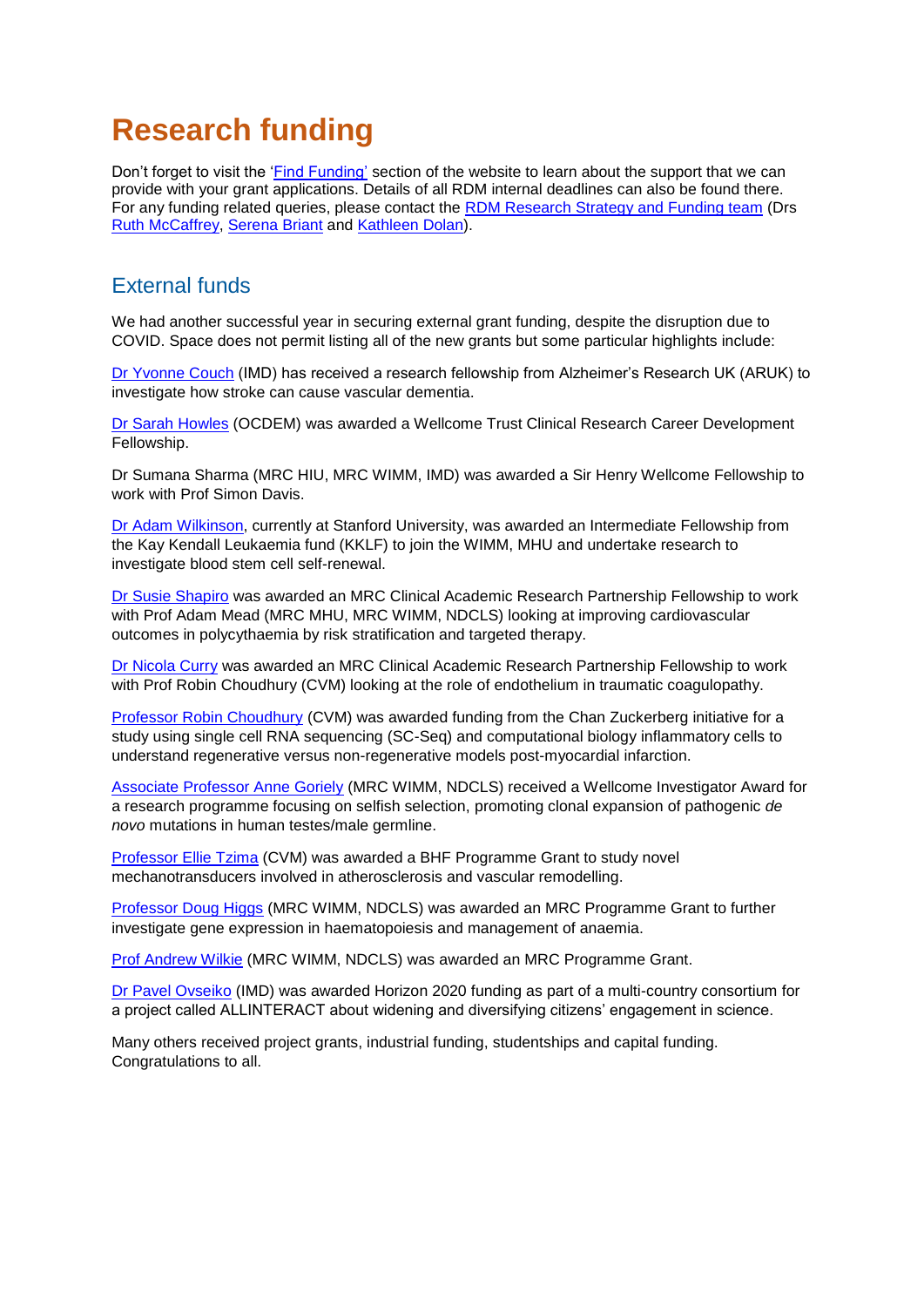# Research funding

Don't forget to visit the 'Find Funding' section of the website to learn about the support that we can provide with your grant applications. Details of all RDM internal deadlines can also be found there. For any funding related queries, please contact the RDM Research Strategy and Funding team (Drs Ruth McCaffrey, Serena Briant and Kathleen Dolan).

## External funds

We had another successful year in securing external grant funding, despite the disruption due to COVID. Space does not permit listing all of the new grants but some particular highlights include:

Dr Yvonne Couch (IMD) has received a research fellowship from Alzheimer's Research UK (ARUK) to investigate how stroke can cause vascular dementia.

Dr Sarah Howles (OCDEM) was awarded a Wellcome Trust Clinical Research Career Development Fellowship.

Dr Sumana Sharma (MRC HIU, MRC WIMM, IMD) was awarded a Sir Henry Wellcome Fellowship to work with Prof Simon Davis.

Dr Adam Wilkinson, currently at Stanford University, was awarded an Intermediate Fellowship from the Kay Kendall Leukaemia fund (KKLF) to join the WIMM, MHU and undertake research to investigate blood stem cell self-renewal.

Dr Susie Shapiro was awarded an MRC Clinical Academic Research Partnership Fellowship to work with Prof Adam Mead (MRC MHU, MRC WIMM, NDCLS) looking at improving cardiovascular outcomes in polycythaemia by risk stratification and targeted therapy.

Dr Nicola Curry was awarded an MRC Clinical Academic Research Partnership Fellowship to work with Prof Robin Choudhury (CVM) looking at the role of endothelium in traumatic coagulopathy.

Professor Robin Choudhury (CVM) was awarded funding from the Chan Zuckerberg initiative for a study using single cell RNA sequencing (SC-Seq) and computational biology inflammatory cells to understand regenerative versus non-regenerative models post-myocardial infarction.

Associate Professor Anne Goriely (MRC WIMM, NDCLS) received a Wellcome Investigator Award for a research programme focusing on selfish selection, promoting clonal expansion of pathogenic *de novo* mutations in human testes/male germline.

Professor Ellie Tzima (CVM) was awarded a BHF Programme Grant to study novel mechanotransducers involved in atherosclerosis and vascular remodelling.

Professor Doug Higgs (MRC WIMM, NDCLS) was awarded an MRC Programme Grant to further investigate gene expression in haematopoiesis and management of anaemia.

Prof Andrew Wilkie (MRC WIMM, NDCLS) was awarded an MRC Programme Grant.

Dr Pavel Ovseiko (IMD) was awarded Horizon 2020 funding as part of a multi-country consortium for a project called ALLINTERACT about widening and diversifying citizens' engagement in science.

Many others received project grants, industrial funding, studentships and capital funding. Congratulations to all.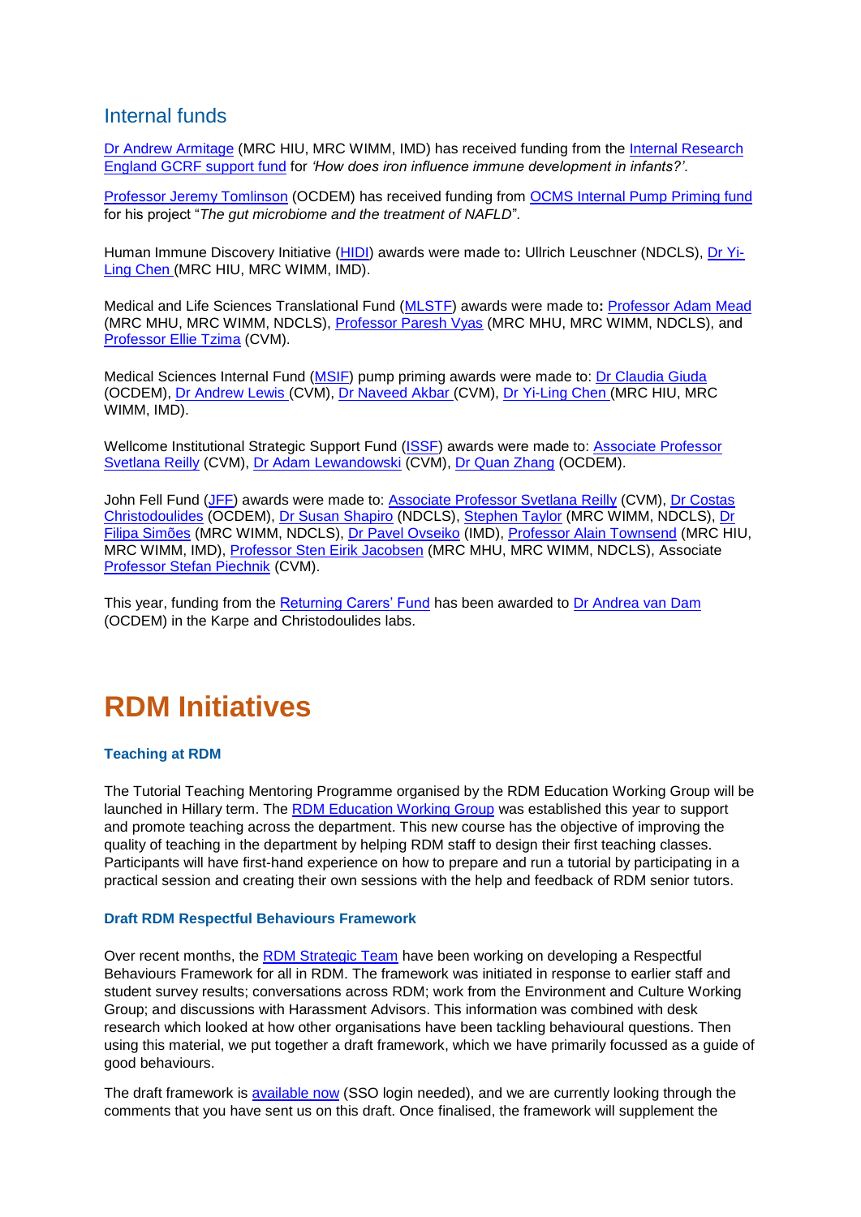## Internal funds

Dr Andrew Armitage (MRC HIU, MRC WIMM, IMD) has received funding from the Internal Research England GCRF support fund for *'How does iron influence immune development in infants?'*.

Professor Jeremy Tomlinson (OCDEM) has received funding from OCMS Internal Pump Priming fund for his project "*The gut microbiome and the treatment of NAFLD*".

Human Immune Discovery Initiative (HIDI) awards were made to**:** Ullrich Leuschner (NDCLS), Dr Yi-Ling Chen (MRC HIU, MRC WIMM, IMD).

Medical and Life Sciences Translational Fund (MLSTF) awards were made to**:** Professor Adam Mead (MRC MHU, MRC WIMM, NDCLS), Professor Paresh Vyas (MRC MHU, MRC WIMM, NDCLS), and Professor Ellie Tzima (CVM).

Medical Sciences Internal Fund (MSIF) pump priming awards were made to: Dr Claudia Giuda (OCDEM), Dr Andrew Lewis (CVM), Dr Naveed Akbar (CVM), Dr Yi-Ling Chen (MRC HIU, MRC WIMM, IMD).

Wellcome Institutional Strategic Support Fund (ISSF) awards were made to: Associate Professor Svetlana Reilly (CVM), Dr Adam Lewandowski (CVM), Dr Quan Zhang (OCDEM).

John Fell Fund (JFF) awards were made to: Associate Professor Svetlana Reilly (CVM), Dr Costas Christodoulides (OCDEM), Dr Susan Shapiro (NDCLS), Stephen Taylor (MRC WIMM, NDCLS), Dr Filipa Simões (MRC WIMM, NDCLS), Dr Pavel Ovseiko (IMD), Professor Alain Townsend (MRC HIU, MRC WIMM, IMD), Professor Sten Eirik Jacobsen (MRC MHU, MRC WIMM, NDCLS), Associate Professor Stefan Piechnik (CVM).

This year, funding from the Returning Carers' Fund has been awarded to Dr Andrea van Dam (OCDEM) in the Karpe and Christodoulides labs.

# RDM Initiatives

### Teaching at RDM

The Tutorial Teaching Mentoring Programme organised by the RDM Education Working Group will be launched in Hillary term. The RDM Education Working Group was established this year to support and promote teaching across the department. This new course has the objective of improving the quality of teaching in the department by helping RDM staff to design their first teaching classes. Participants will have first-hand experience on how to prepare and run a tutorial by participating in a practical session and creating their own sessions with the help and feedback of RDM senior tutors.

### Draft RDM Respectful Behaviours Framework

Over recent months, the RDM Strategic Team have been working on developing a Respectful Behaviours Framework for all in RDM. The framework was initiated in response to earlier staff and student survey results; conversations across RDM; work from the Environment and Culture Working Group; and discussions with Harassment Advisors. This information was combined with desk research which looked at how other organisations have been tackling behavioural questions. Then using this material, we put together a draft framework, which we have primarily focussed as a guide of good behaviours.

The draft framework is available now (SSO login needed), and we are currently looking through the comments that you have sent us on this draft. Once finalised, the framework will supplement the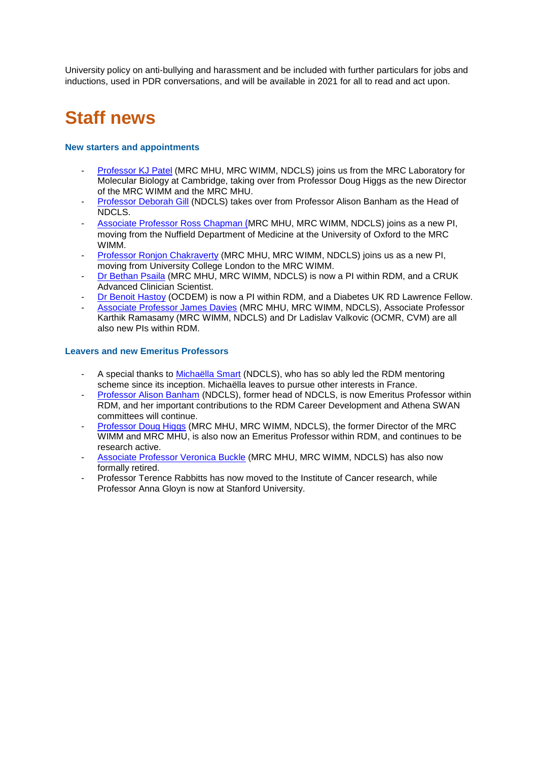University policy on anti-bullying and harassment and be included with further particulars for jobs and inductions, used in PDR conversations, and will be available in 2021 for all to read and act upon.

# Staff news

### New starters and appointments

- Professor KJ Patel (MRC MHU, MRC WIMM, NDCLS) joins us from the MRC Laboratory for Molecular Biology at Cambridge, taking over from Professor Doug Higgs as the new Director of the MRC WIMM and the MRC MHU.
- Professor Deborah Gill (NDCLS) takes over from Professor Alison Banham as the Head of NDCLS.
- Associate Professor Ross Chapman (MRC MHU, MRC WIMM, NDCLS) joins as a new PI, moving from the Nuffield Department of Medicine at the University of Oxford to the MRC WIMM.
- Professor Ronjon Chakraverty (MRC MHU, MRC WIMM, NDCLS) joins us as a new PI, moving from University College London to the MRC WIMM.
- Dr Bethan Psaila (MRC MHU, MRC WIMM, NDCLS) is now a PI within RDM, and a CRUK Advanced Clinician Scientist.
- Dr Benoit Hastoy (OCDEM) is now a PI within RDM, and a Diabetes UK RD Lawrence Fellow.
- Associate Professor James Davies (MRC MHU, MRC WIMM, NDCLS), Associate Professor Karthik Ramasamy (MRC WIMM, NDCLS) and Dr Ladislav Valkovic (OCMR, CVM) are all also new PIs within RDM.

### Leavers and new Emeritus Professors

- A special thanks to Michaëlla Smart (NDCLS), who has so ably led the RDM mentoring scheme since its inception. Michaëlla leaves to pursue other interests in France.
- Professor Alison Banham (NDCLS), former head of NDCLS, is now Emeritus Professor within RDM, and her important contributions to the RDM Career Development and Athena SWAN committees will continue.
- Professor Doug Higgs (MRC MHU, MRC WIMM, NDCLS), the former Director of the MRC WIMM and MRC MHU, is also now an Emeritus Professor within RDM, and continues to be research active.
- Associate Professor Veronica Buckle (MRC MHU, MRC WIMM, NDCLS) has also now formally retired.
- Professor Terence Rabbitts has now moved to the Institute of Cancer research, while Professor Anna Gloyn is now at Stanford University.